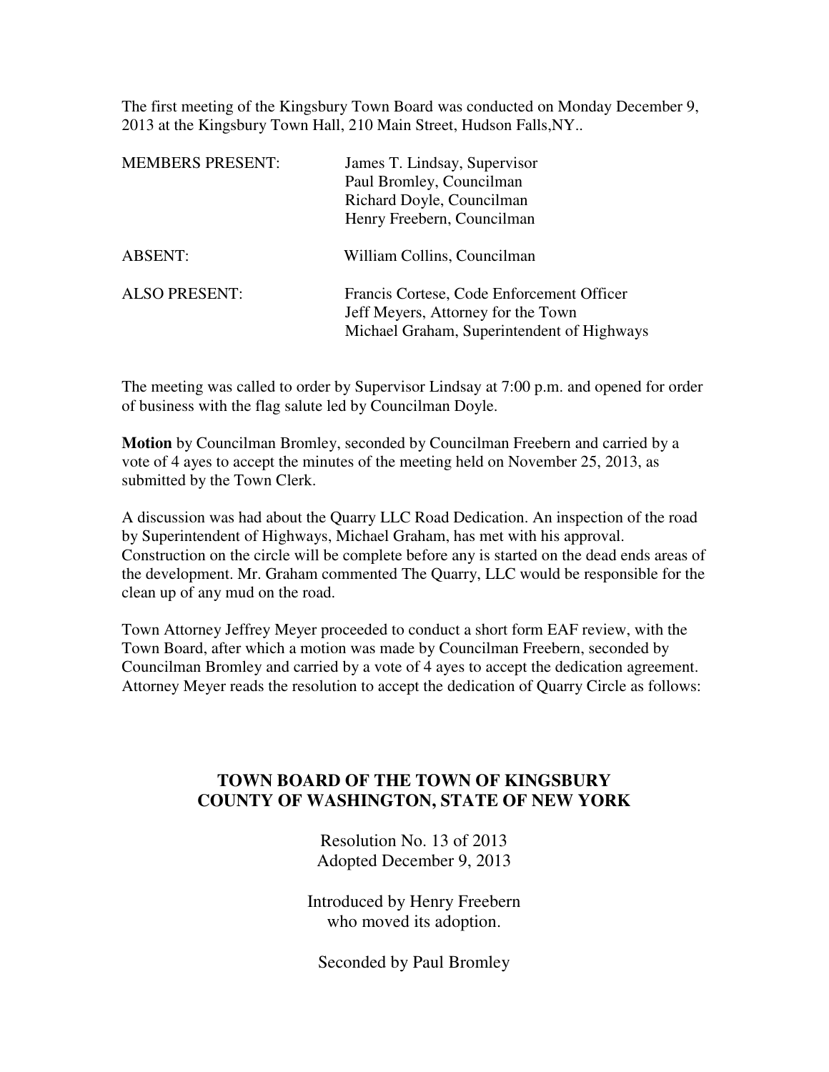The first meeting of the Kingsbury Town Board was conducted on Monday December 9, 2013 at the Kingsbury Town Hall, 210 Main Street, Hudson Falls,NY..

| | |
|---|---|
| MEMBERS PRESENT: | James T. Lindsay, Supervisor<br>Paul Bromley, Councilman<br>Richard Doyle, Councilman<br>Henry Freebern, Councilman |
| ABSENT: | William Collins, Councilman |
| ALSO PRESENT: | Francis Cortese, Code Enforcement Officer<br>Jeff Meyers, Attorney for the Town<br>Michael Graham, Superintendent of Highways |

The meeting was called to order by Supervisor Lindsay at 7:00 p.m. and opened for order of business with the flag salute led by Councilman Doyle.

**Motion** by Councilman Bromley, seconded by Councilman Freebern and carried by a vote of 4 ayes to accept the minutes of the meeting held on November 25, 2013, as submitted by the Town Clerk.

A discussion was had about the Quarry LLC Road Dedication. An inspection of the road by Superintendent of Highways, Michael Graham, has met with his approval. Construction on the circle will be complete before any is started on the dead ends areas of the development. Mr. Graham commented The Quarry, LLC would be responsible for the clean up of any mud on the road.

Town Attorney Jeffrey Meyer proceeded to conduct a short form EAF review, with the Town Board, after which a motion was made by Councilman Freebern, seconded by Councilman Bromley and carried by a vote of 4 ayes to accept the dedication agreement. Attorney Meyer reads the resolution to accept the dedication of Quarry Circle as follows:

## TOWN BOARD OF THE TOWN OF KINGSBURY
## COUNTY OF WASHINGTON, STATE OF NEW YORK

Resolution No. 13 of 2013
Adopted December 9, 2013

Introduced by Henry Freebern
who moved its adoption.

Seconded by Paul Bromley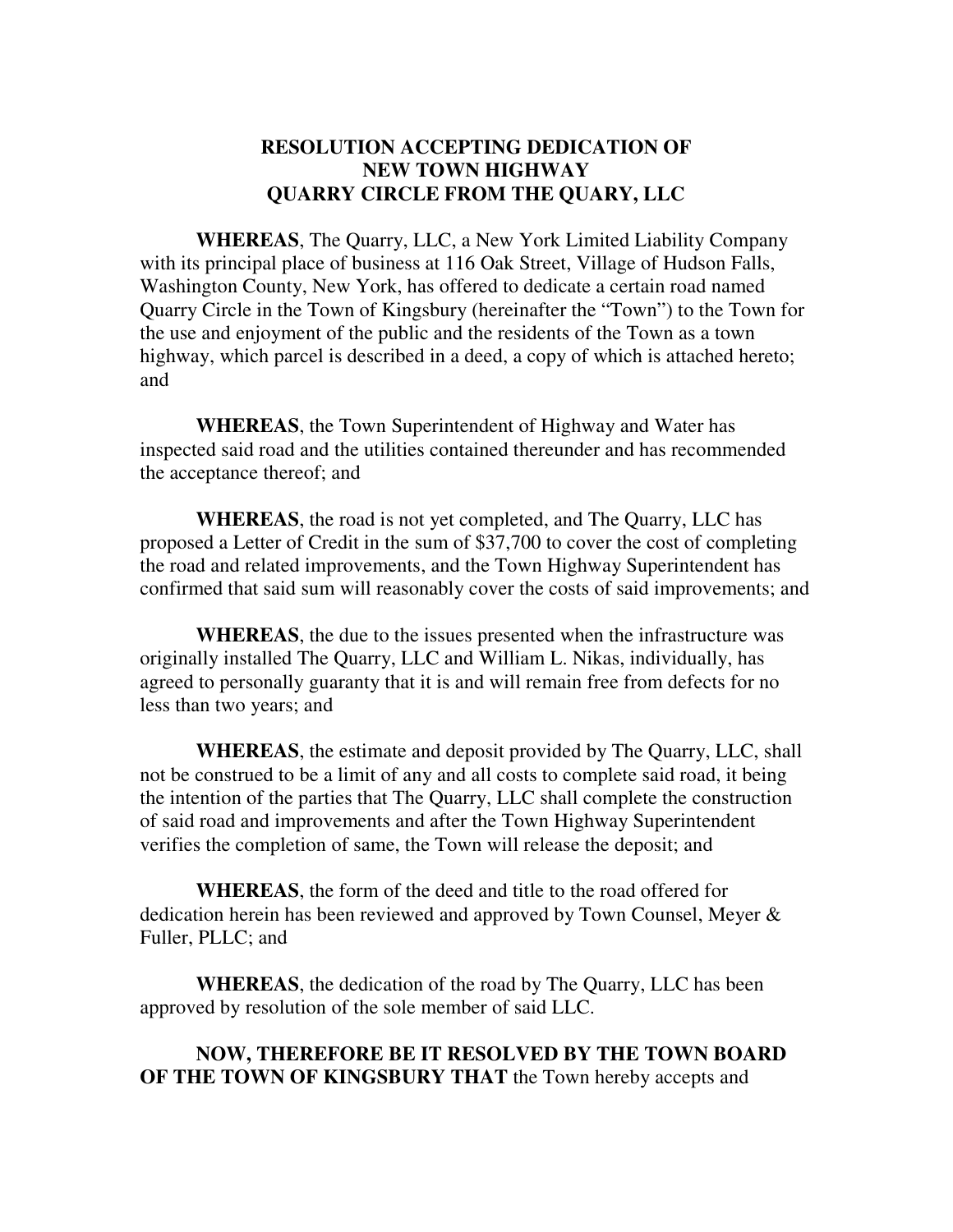**RESOLUTION ACCEPTING DEDICATION OF NEW TOWN HIGHWAY QUARRY CIRCLE FROM THE QUARY, LLC**

**WHEREAS**, The Quarry, LLC, a New York Limited Liability Company with its principal place of business at 116 Oak Street, Village of Hudson Falls, Washington County, New York, has offered to dedicate a certain road named Quarry Circle in the Town of Kingsbury (hereinafter the "Town") to the Town for the use and enjoyment of the public and the residents of the Town as a town highway, which parcel is described in a deed, a copy of which is attached hereto; and

**WHEREAS**, the Town Superintendent of Highway and Water has inspected said road and the utilities contained thereunder and has recommended the acceptance thereof; and

**WHEREAS**, the road is not yet completed, and The Quarry, LLC has proposed a Letter of Credit in the sum of $37,700 to cover the cost of completing the road and related improvements, and the Town Highway Superintendent has confirmed that said sum will reasonably cover the costs of said improvements; and

**WHEREAS**, the due to the issues presented when the infrastructure was originally installed The Quarry, LLC and William L. Nikas, individually, has agreed to personally guaranty that it is and will remain free from defects for no less than two years; and

**WHEREAS**, the estimate and deposit provided by The Quarry, LLC, shall not be construed to be a limit of any and all costs to complete said road, it being the intention of the parties that The Quarry, LLC shall complete the construction of said road and improvements and after the Town Highway Superintendent verifies the completion of same, the Town will release the deposit; and

**WHEREAS**, the form of the deed and title to the road offered for dedication herein has been reviewed and approved by Town Counsel, Meyer & Fuller, PLLC; and

**WHEREAS**, the dedication of the road by The Quarry, LLC has been approved by resolution of the sole member of said LLC.

**NOW, THEREFORE BE IT RESOLVED BY THE TOWN BOARD OF THE TOWN OF KINGSBURY THAT** the Town hereby accepts and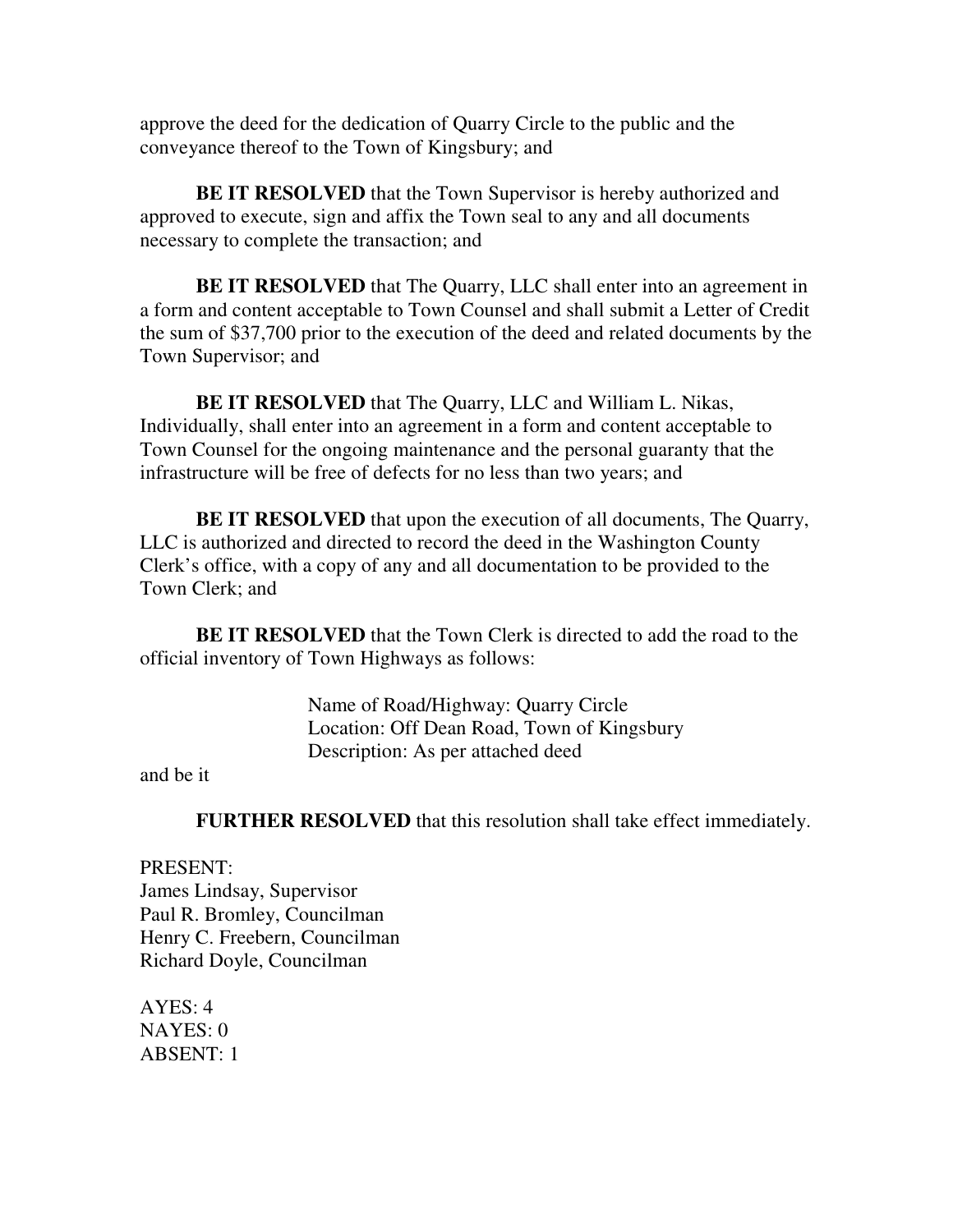approve the deed for the dedication of Quarry Circle to the public and the conveyance thereof to the Town of Kingsbury; and

**BE IT RESOLVED** that the Town Supervisor is hereby authorized and approved to execute, sign and affix the Town seal to any and all documents necessary to complete the transaction; and

**BE IT RESOLVED** that The Quarry, LLC shall enter into an agreement in a form and content acceptable to Town Counsel and shall submit a Letter of Credit the sum of $37,700 prior to the execution of the deed and related documents by the Town Supervisor; and

**BE IT RESOLVED** that The Quarry, LLC and William L. Nikas, Individually, shall enter into an agreement in a form and content acceptable to Town Counsel for the ongoing maintenance and the personal guaranty that the infrastructure will be free of defects for no less than two years; and

**BE IT RESOLVED** that upon the execution of all documents, The Quarry, LLC is authorized and directed to record the deed in the Washington County Clerk's office, with a copy of any and all documentation to be provided to the Town Clerk; and

**BE IT RESOLVED** that the Town Clerk is directed to add the road to the official inventory of Town Highways as follows:

Name of Road/Highway: Quarry Circle
Location: Off Dean Road, Town of Kingsbury
Description: As per attached deed

and be it

**FURTHER RESOLVED** that this resolution shall take effect immediately.

PRESENT:
James Lindsay, Supervisor
Paul R. Bromley, Councilman
Henry C. Freebern, Councilman
Richard Doyle, Councilman

AYES: 4
NAYES: 0
ABSENT: 1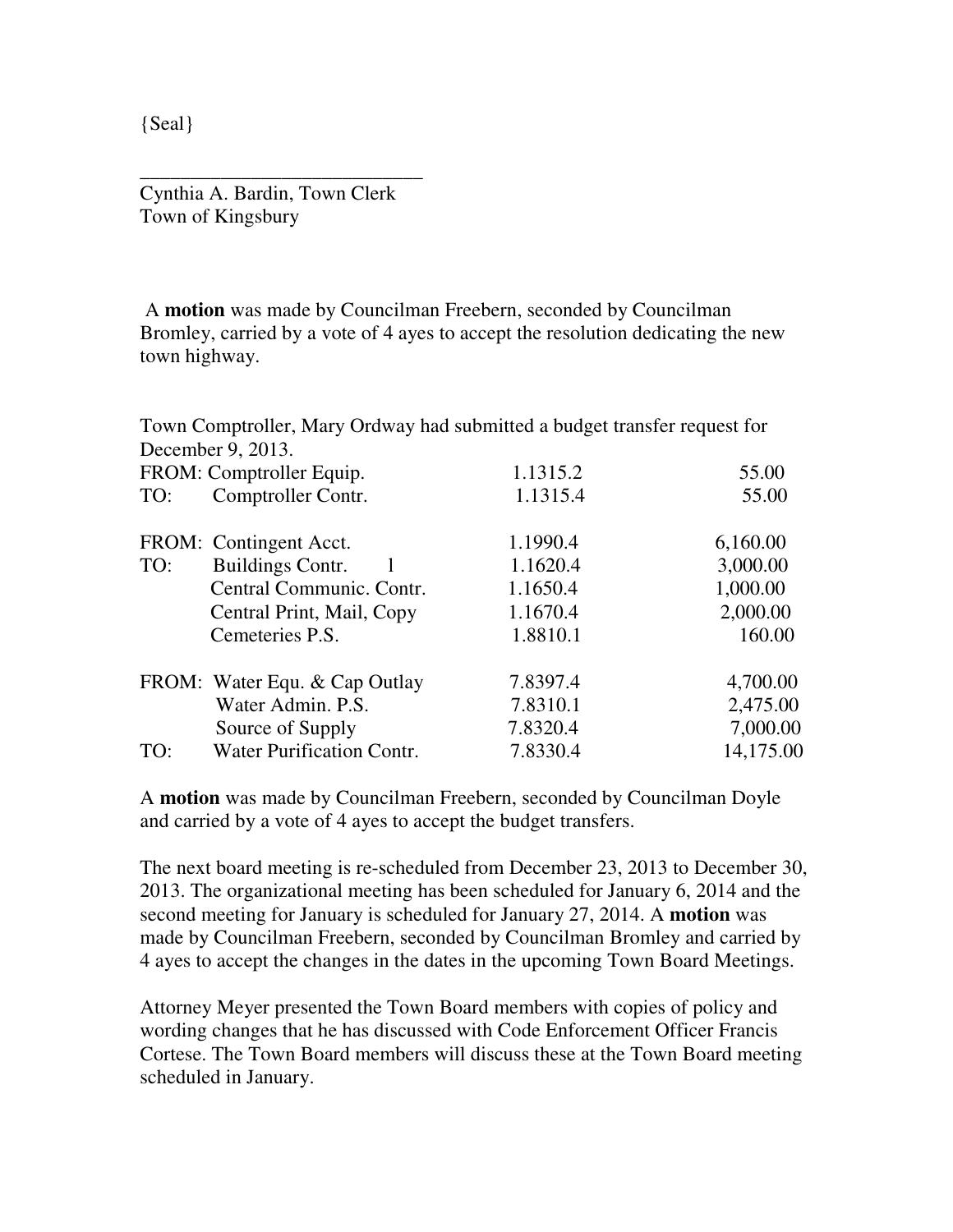{Seal}

\_\_\_\_\_\_\_\_\_\_\_\_\_\_\_\_\_\_\_\_\_\_\_\_\_\_\_\_\_\_

Cynthia A. Bardin, Town Clerk
Town of Kingsbury

A **motion** was made by Councilman Freebern, seconded by Councilman Bromley, carried by a vote of 4 ayes to accept the resolution dedicating the new town highway.

Town Comptroller, Mary Ordway had submitted a budget transfer request for December 9, 2013.

| | | | |
|---|---|---|---|
| FROM: | Comptroller Equip. | 1.1315.2 | 55.00 |
| TO: | Comptroller Contr. | 1.1315.4 | 55.00 |
| | | | |
| FROM: | Contingent Acct. | 1.1990.4 | 6,160.00 |
| TO: | Buildings Contr. 1 | 1.1620.4 | 3,000.00 |
| | Central Communic. Contr. | 1.1650.4 | 1,000.00 |
| | Central Print, Mail, Copy | 1.1670.4 | 2,000.00 |
| | Cemeteries P.S. | 1.8810.1 | 160.00 |
| | | | |
| FROM: | Water Equ. & Cap Outlay | 7.8397.4 | 4,700.00 |
| | Water Admin. P.S. | 7.8310.1 | 2,475.00 |
| | Source of Supply | 7.8320.4 | 7,000.00 |
| TO: | Water Purification Contr. | 7.8330.4 | 14,175.00 |

A **motion** was made by Councilman Freebern, seconded by Councilman Doyle and carried by a vote of 4 ayes to accept the budget transfers.

The next board meeting is re-scheduled from December 23, 2013 to December 30, 2013. The organizational meeting has been scheduled for January 6, 2014 and the second meeting for January is scheduled for January 27, 2014. A **motion** was made by Councilman Freebern, seconded by Councilman Bromley and carried by 4 ayes to accept the changes in the dates in the upcoming Town Board Meetings.

Attorney Meyer presented the Town Board members with copies of policy and wording changes that he has discussed with Code Enforcement Officer Francis Cortese. The Town Board members will discuss these at the Town Board meeting scheduled in January.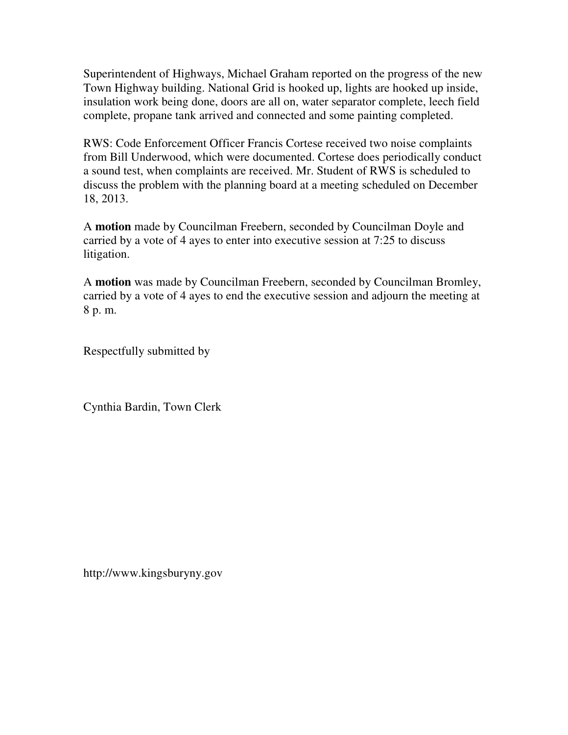Superintendent of Highways, Michael Graham reported on the progress of the new Town Highway building. National Grid is hooked up, lights are hooked up inside, insulation work being done, doors are all on, water separator complete, leech field complete, propane tank arrived and connected and some painting completed.

RWS: Code Enforcement Officer Francis Cortese received two noise complaints from Bill Underwood, which were documented. Cortese does periodically conduct a sound test, when complaints are received. Mr. Student of RWS is scheduled to discuss the problem with the planning board at a meeting scheduled on December 18, 2013.

A **motion** made by Councilman Freebern, seconded by Councilman Doyle and carried by a vote of 4 ayes to enter into executive session at 7:25 to discuss litigation.

A **motion** was made by Councilman Freebern, seconded by Councilman Bromley, carried by a vote of 4 ayes to end the executive session and adjourn the meeting at 8 p. m.

Respectfully submitted by

Cynthia Bardin, Town Clerk

http://www.kingsburyny.gov